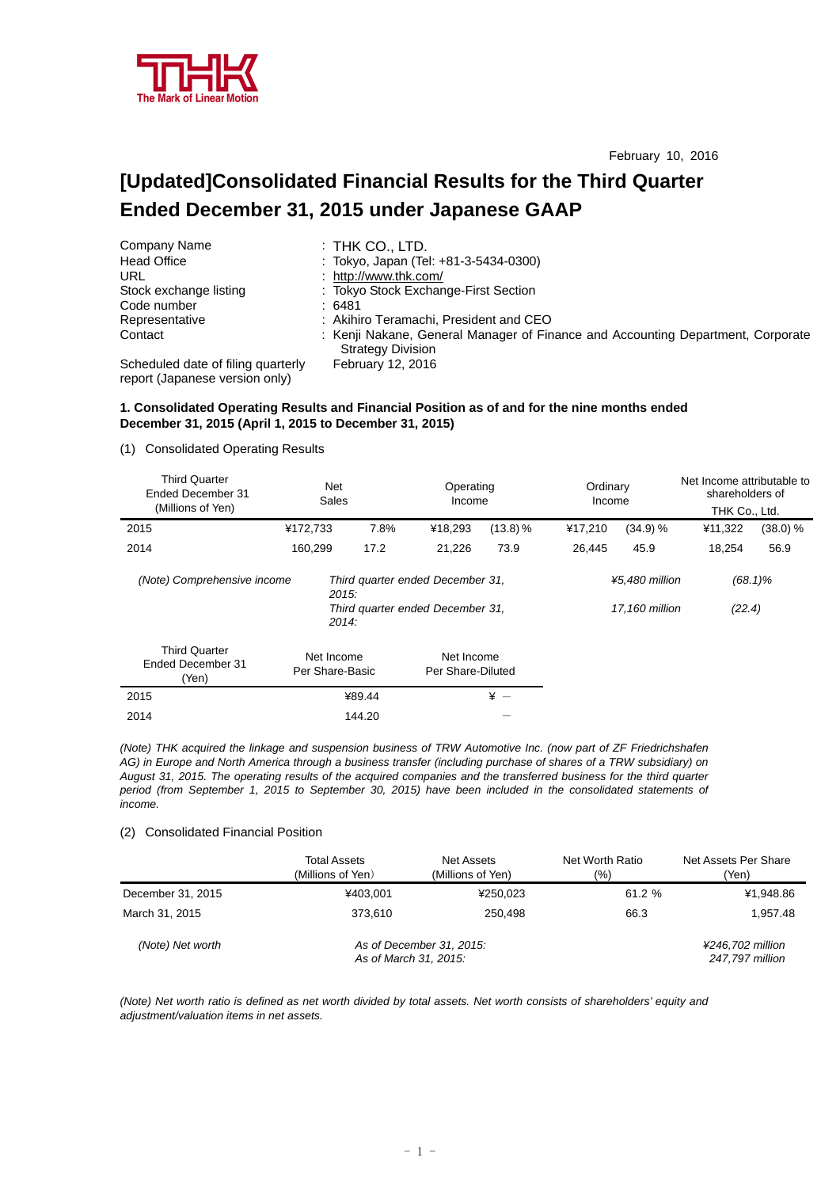THK
The Mark of Linear Motion

February 10, 2016

# [Updated]Consolidated Financial Results for the Third Quarter Ended December 31, 2015 under Japanese GAAP

| | |
|---|---|
| Company Name | : THK CO., LTD. |
| Head Office | : Tokyo, Japan (Tel: +81-3-5434-0300) |
| URL | : http://www.thk.com/ |
| Stock exchange listing | : Tokyo Stock Exchange-First Section |
| Code number | : 6481 |
| Representative | : Akihiro Teramachi, President and CEO |
| Contact | : Kenji Nakane, General Manager of Finance and Accounting Department, Corporate Strategy Division |
| Scheduled date of filing quarterly report (Japanese version only) | February 12, 2016 |

**1. Consolidated Operating Results and Financial Position as of and for the nine months ended December 31, 2015 (April 1, 2015 to December 31, 2015)**

(1) Consolidated Operating Results

| Third Quarter Ended December 31 (Millions of Yen) | Net Sales | | Operating Income | | Ordinary Income | | Net Income attributable to shareholders of THK Co., Ltd. | |
|---|---|---|---|---|---|---|---|---|
| 2015 | ¥172,733 | 7.8% | ¥18,293 | (13.8) % | ¥17,210 | (34.9) % | ¥11,322 | (38.0) % |
| 2014 | 160,299 | 17.2 | 21,226 | 73.9 | 26,445 | 45.9 | 18,254 | 56.9 |

| | | | |
|---|---|---|---|
| *(Note) Comprehensive income* | *Third quarter ended December 31, 2015:* | *¥5,480 million* | *(68.1)%* |
| | *Third quarter ended December 31, 2014:* | *17,160 million* | *(22.4)* |

| Third Quarter Ended December 31 (Yen) | Net Income Per Share-Basic | Net Income Per Share-Diluted |
|---|---|---|
| 2015 | ¥89.44 | ¥ – |
| 2014 | 144.20 | – |

*(Note) THK acquired the linkage and suspension business of TRW Automotive Inc. (now part of ZF Friedrichshafen AG) in Europe and North America through a business transfer (including purchase of shares of a TRW subsidiary) on August 31, 2015. The operating results of the acquired companies and the transferred business for the third quarter period (from September 1, 2015 to September 30, 2015) have been included in the consolidated statements of income.*

(2) Consolidated Financial Position

| | Total Assets (Millions of Yen) | Net Assets (Millions of Yen) | Net Worth Ratio (%) | Net Assets Per Share (Yen) |
|---|---|---|---|---|
| December 31, 2015 | ¥403,001 | ¥250,023 | 61.2 % | ¥1,948.86 |
| March 31, 2015 | 373,610 | 250,498 | 66.3 | 1,957.48 |

| | | |
|---|---|---|
| *(Note) Net worth* | *As of December 31, 2015:* | *¥246,702 million* |
| | *As of March 31, 2015:* | *247,797 million* |

*(Note) Net worth ratio is defined as net worth divided by total assets. Net worth consists of shareholders' equity and adjustment/valuation items in net assets.*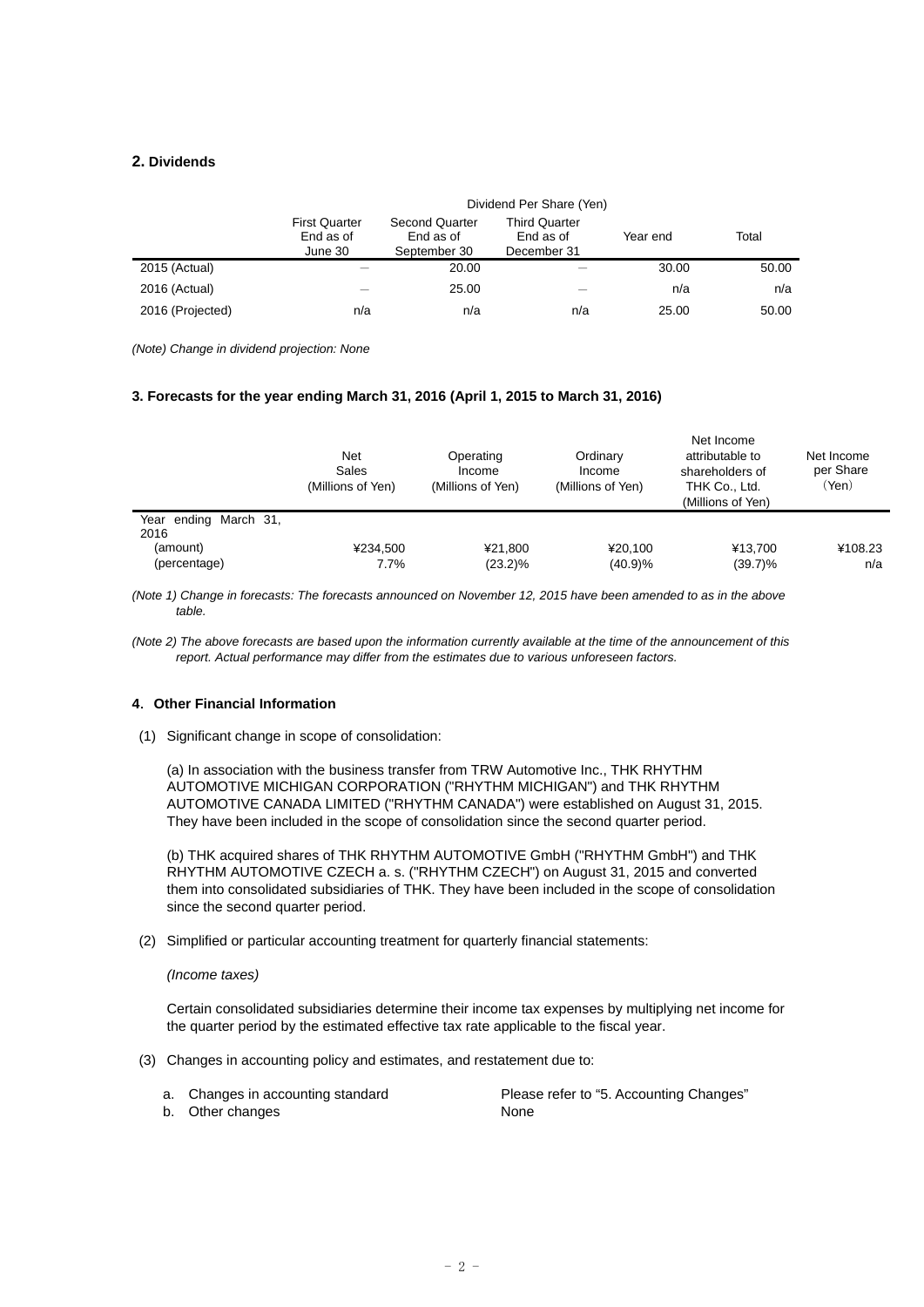## 2. Dividends

| | Dividend Per Share (Yen) | | | | |
|---|---|---|---|---|---|
| | First Quarter End as of June 30 | Second Quarter End as of September 30 | Third Quarter End as of December 31 | Year end | Total |
| 2015 (Actual) | — | 20.00 | — | 30.00 | 50.00 |
| 2016 (Actual) | — | 25.00 | — | n/a | n/a |
| 2016 (Projected) | n/a | n/a | n/a | 25.00 | 50.00 |

*(Note) Change in dividend projection: None*

### 3. Forecasts for the year ending March 31, 2016 (April 1, 2015 to March 31, 2016)

| | Net Sales (Millions of Yen) | Operating Income (Millions of Yen) | Ordinary Income (Millions of Yen) | Net Income attributable to shareholders of THK Co., Ltd. (Millions of Yen) | Net Income per Share (Yen) |
|---|---|---|---|---|---|
| Year ending March 31, 2016 | | | | | |
| (amount) | ¥234,500 | ¥21,800 | ¥20,100 | ¥13,700 | ¥108.23 |
| (percentage) | 7.7% | (23.2)% | (40.9)% | (39.7)% | n/a |

*(Note 1) Change in forecasts: The forecasts announced on November 12, 2015 have been amended to as in the above table.*

*(Note 2) The above forecasts are based upon the information currently available at the time of the announcement of this report. Actual performance may differ from the estimates due to various unforeseen factors.*

### 4. Other Financial Information

(1) Significant change in scope of consolidation:

(a) In association with the business transfer from TRW Automotive Inc., THK RHYTHM AUTOMOTIVE MICHIGAN CORPORATION ("RHYTHM MICHIGAN") and THK RHYTHM AUTOMOTIVE CANADA LIMITED ("RHYTHM CANADA") were established on August 31, 2015. They have been included in the scope of consolidation since the second quarter period.

(b) THK acquired shares of THK RHYTHM AUTOMOTIVE GmbH ("RHYTHM GmbH") and THK RHYTHM AUTOMOTIVE CZECH a. s. ("RHYTHM CZECH") on August 31, 2015 and converted them into consolidated subsidiaries of THK. They have been included in the scope of consolidation since the second quarter period.

(2) Simplified or particular accounting treatment for quarterly financial statements:

*(Income taxes)*

Certain consolidated subsidiaries determine their income tax expenses by multiplying net income for the quarter period by the estimated effective tax rate applicable to the fiscal year.

(3) Changes in accounting policy and estimates, and restatement due to:

a. Changes in accounting standard — Please refer to "5. Accounting Changes"
b. Other changes — None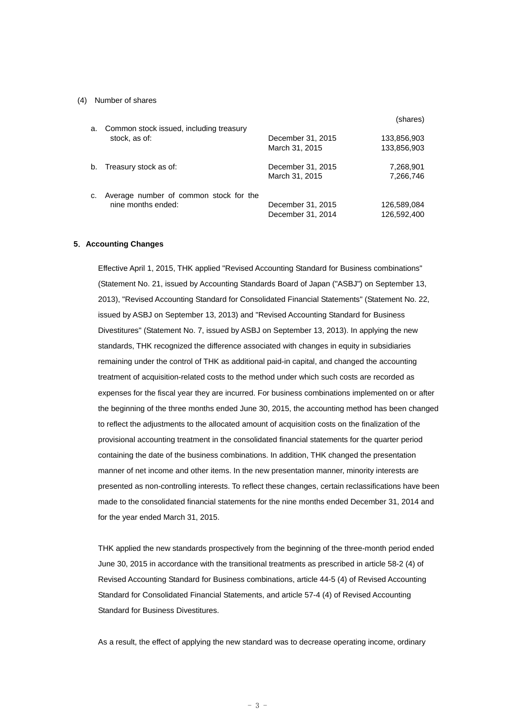(4) Number of shares

| | | | (shares) |
|---|---|---|---|
| a. | Common stock issued, including treasury stock, as of: | December 31, 2015 | 133,856,903 |
| | | March 31, 2015 | 133,856,903 |
| b. | Treasury stock as of: | December 31, 2015 | 7,268,901 |
| | | March 31, 2015 | 7,266,746 |
| c. | Average number of common stock for the nine months ended: | December 31, 2015 | 126,589,084 |
| | | December 31, 2014 | 126,592,400 |

## 5. Accounting Changes

Effective April 1, 2015, THK applied "Revised Accounting Standard for Business combinations" (Statement No. 21, issued by Accounting Standards Board of Japan ("ASBJ") on September 13, 2013), "Revised Accounting Standard for Consolidated Financial Statements" (Statement No. 22, issued by ASBJ on September 13, 2013) and "Revised Accounting Standard for Business Divestitures" (Statement No. 7, issued by ASBJ on September 13, 2013). In applying the new standards, THK recognized the difference associated with changes in equity in subsidiaries remaining under the control of THK as additional paid-in capital, and changed the accounting treatment of acquisition-related costs to the method under which such costs are recorded as expenses for the fiscal year they are incurred. For business combinations implemented on or after the beginning of the three months ended June 30, 2015, the accounting method has been changed to reflect the adjustments to the allocated amount of acquisition costs on the finalization of the provisional accounting treatment in the consolidated financial statements for the quarter period containing the date of the business combinations. In addition, THK changed the presentation manner of net income and other items. In the new presentation manner, minority interests are presented as non-controlling interests. To reflect these changes, certain reclassifications have been made to the consolidated financial statements for the nine months ended December 31, 2014 and for the year ended March 31, 2015.

THK applied the new standards prospectively from the beginning of the three-month period ended June 30, 2015 in accordance with the transitional treatments as prescribed in article 58-2 (4) of Revised Accounting Standard for Business combinations, article 44-5 (4) of Revised Accounting Standard for Consolidated Financial Statements, and article 57-4 (4) of Revised Accounting Standard for Business Divestitures.

As a result, the effect of applying the new standard was to decrease operating income, ordinary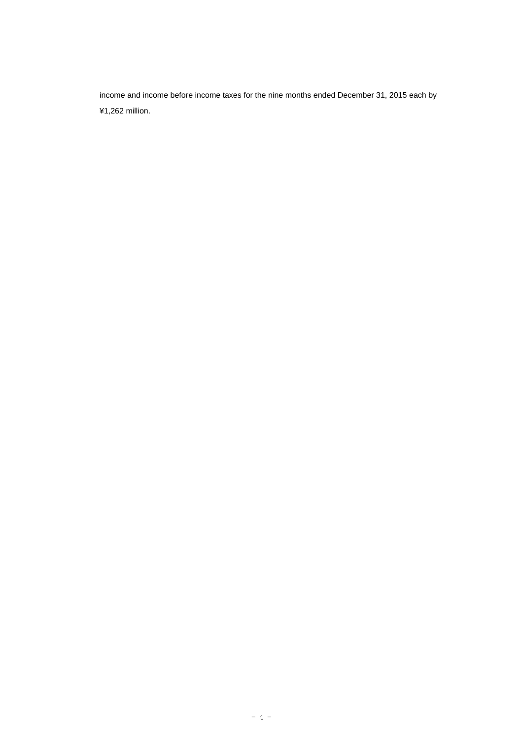income and income before income taxes for the nine months ended December 31, 2015 each by ¥1,262 million.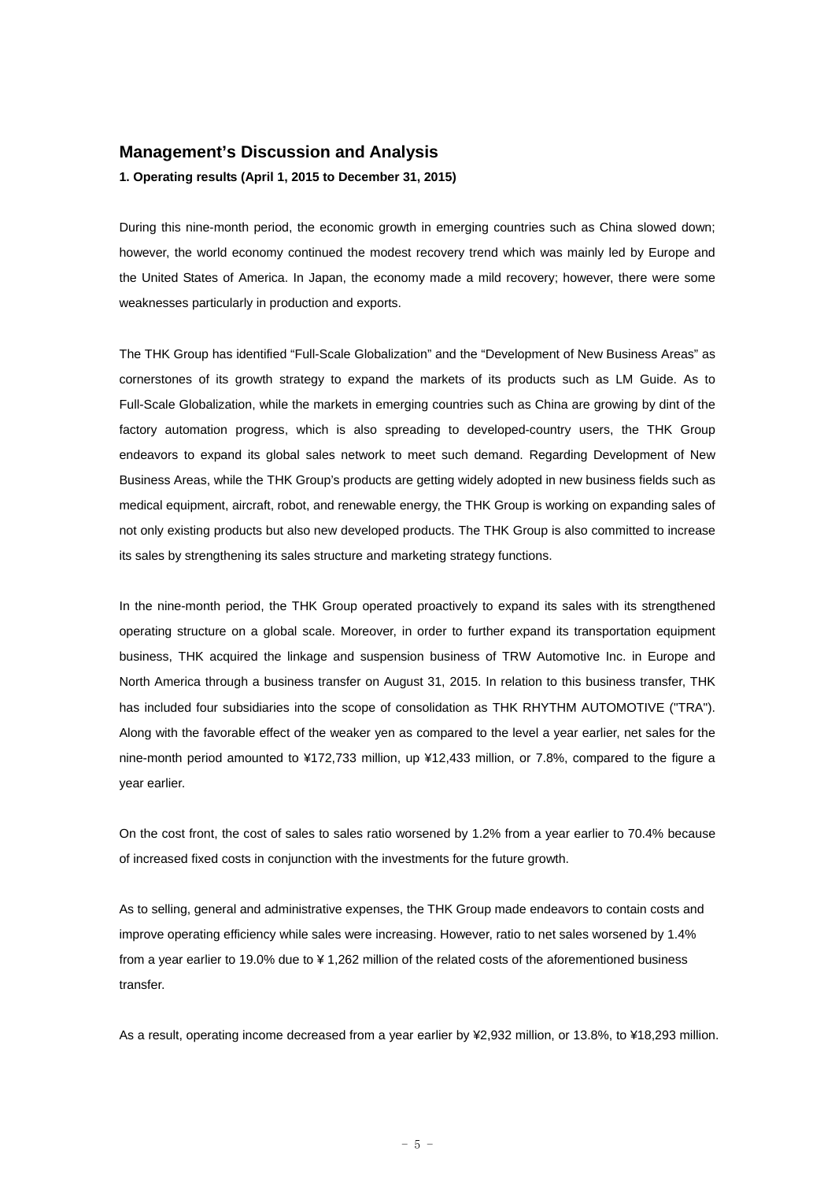## Management's Discussion and Analysis

**1. Operating results (April 1, 2015 to December 31, 2015)**

During this nine-month period, the economic growth in emerging countries such as China slowed down; however, the world economy continued the modest recovery trend which was mainly led by Europe and the United States of America. In Japan, the economy made a mild recovery; however, there were some weaknesses particularly in production and exports.

The THK Group has identified "Full-Scale Globalization" and the "Development of New Business Areas" as cornerstones of its growth strategy to expand the markets of its products such as LM Guide. As to Full-Scale Globalization, while the markets in emerging countries such as China are growing by dint of the factory automation progress, which is also spreading to developed-country users, the THK Group endeavors to expand its global sales network to meet such demand. Regarding Development of New Business Areas, while the THK Group's products are getting widely adopted in new business fields such as medical equipment, aircraft, robot, and renewable energy, the THK Group is working on expanding sales of not only existing products but also new developed products. The THK Group is also committed to increase its sales by strengthening its sales structure and marketing strategy functions.

In the nine-month period, the THK Group operated proactively to expand its sales with its strengthened operating structure on a global scale. Moreover, in order to further expand its transportation equipment business, THK acquired the linkage and suspension business of TRW Automotive Inc. in Europe and North America through a business transfer on August 31, 2015. In relation to this business transfer, THK has included four subsidiaries into the scope of consolidation as THK RHYTHM AUTOMOTIVE ("TRA"). Along with the favorable effect of the weaker yen as compared to the level a year earlier, net sales for the nine-month period amounted to ¥172,733 million, up ¥12,433 million, or 7.8%, compared to the figure a year earlier.

On the cost front, the cost of sales to sales ratio worsened by 1.2% from a year earlier to 70.4% because of increased fixed costs in conjunction with the investments for the future growth.

As to selling, general and administrative expenses, the THK Group made endeavors to contain costs and improve operating efficiency while sales were increasing. However, ratio to net sales worsened by 1.4% from a year earlier to 19.0% due to ¥ 1,262 million of the related costs of the aforementioned business transfer.

As a result, operating income decreased from a year earlier by ¥2,932 million, or 13.8%, to ¥18,293 million.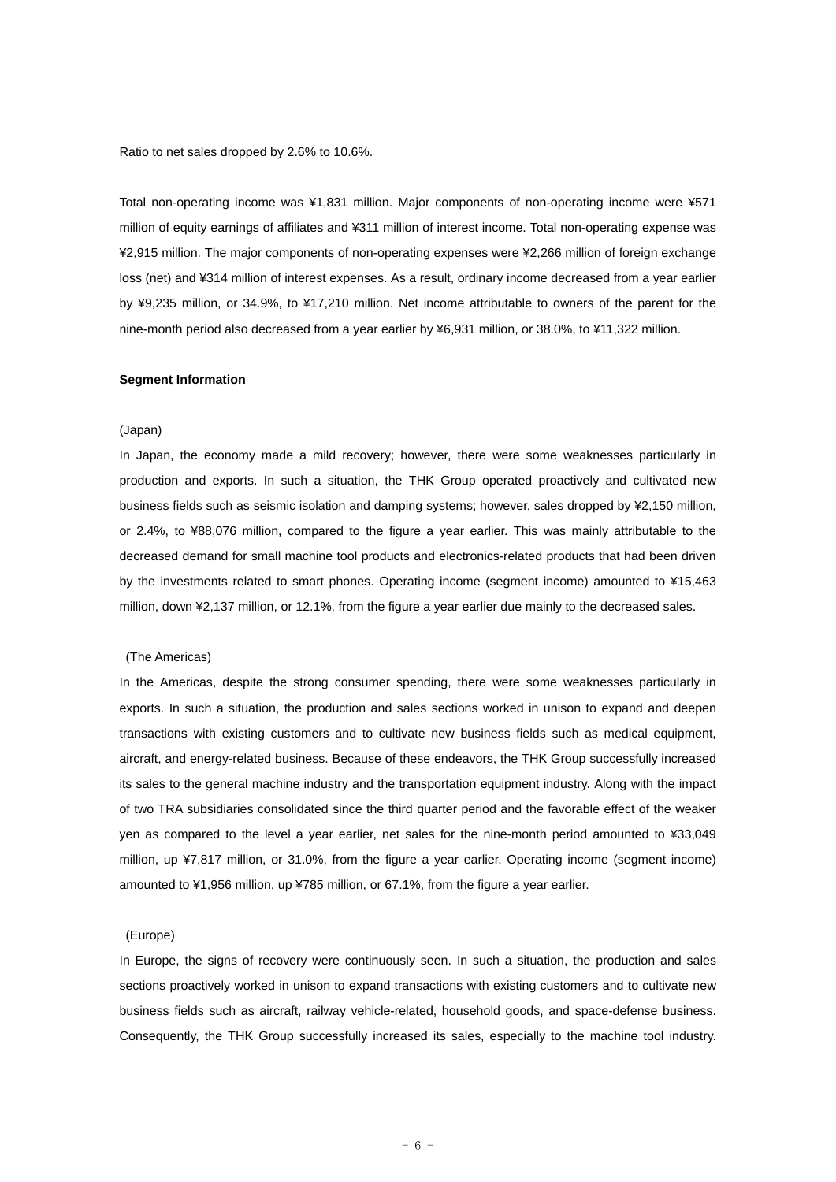Ratio to net sales dropped by 2.6% to 10.6%.

Total non-operating income was ¥1,831 million. Major components of non-operating income were ¥571 million of equity earnings of affiliates and ¥311 million of interest income. Total non-operating expense was ¥2,915 million. The major components of non-operating expenses were ¥2,266 million of foreign exchange loss (net) and ¥314 million of interest expenses. As a result, ordinary income decreased from a year earlier by ¥9,235 million, or 34.9%, to ¥17,210 million. Net income attributable to owners of the parent for the nine-month period also decreased from a year earlier by ¥6,931 million, or 38.0%, to ¥11,322 million.

**Segment Information**

(Japan)

In Japan, the economy made a mild recovery; however, there were some weaknesses particularly in production and exports. In such a situation, the THK Group operated proactively and cultivated new business fields such as seismic isolation and damping systems; however, sales dropped by ¥2,150 million, or 2.4%, to ¥88,076 million, compared to the figure a year earlier. This was mainly attributable to the decreased demand for small machine tool products and electronics-related products that had been driven by the investments related to smart phones. Operating income (segment income) amounted to ¥15,463 million, down ¥2,137 million, or 12.1%, from the figure a year earlier due mainly to the decreased sales.

(The Americas)

In the Americas, despite the strong consumer spending, there were some weaknesses particularly in exports. In such a situation, the production and sales sections worked in unison to expand and deepen transactions with existing customers and to cultivate new business fields such as medical equipment, aircraft, and energy-related business. Because of these endeavors, the THK Group successfully increased its sales to the general machine industry and the transportation equipment industry. Along with the impact of two TRA subsidiaries consolidated since the third quarter period and the favorable effect of the weaker yen as compared to the level a year earlier, net sales for the nine-month period amounted to ¥33,049 million, up ¥7,817 million, or 31.0%, from the figure a year earlier. Operating income (segment income) amounted to ¥1,956 million, up ¥785 million, or 67.1%, from the figure a year earlier.

(Europe)

In Europe, the signs of recovery were continuously seen. In such a situation, the production and sales sections proactively worked in unison to expand transactions with existing customers and to cultivate new business fields such as aircraft, railway vehicle-related, household goods, and space-defense business. Consequently, the THK Group successfully increased its sales, especially to the machine tool industry.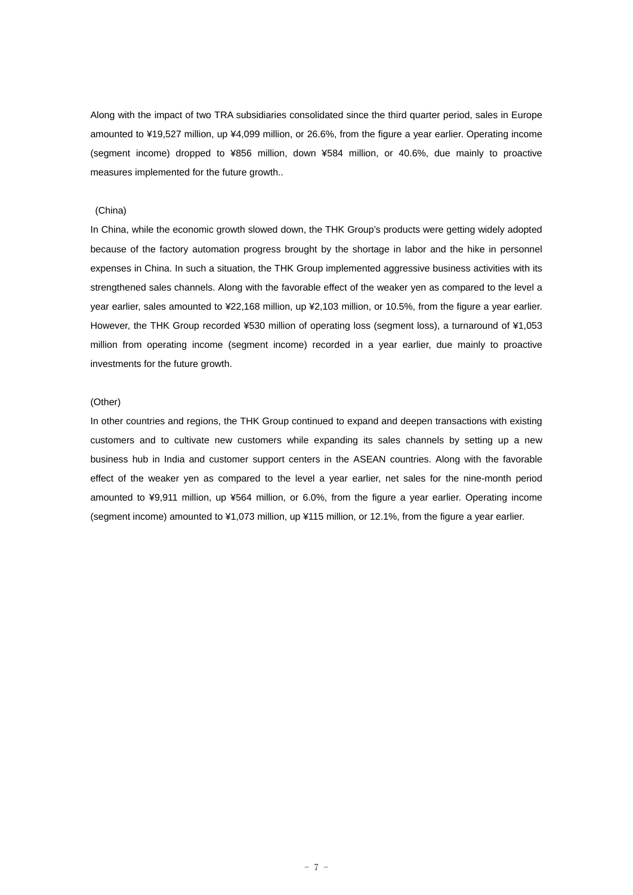Along with the impact of two TRA subsidiaries consolidated since the third quarter period, sales in Europe amounted to ¥19,527 million, up ¥4,099 million, or 26.6%, from the figure a year earlier. Operating income (segment income) dropped to ¥856 million, down ¥584 million, or 40.6%, due mainly to proactive measures implemented for the future growth..

(China)

In China, while the economic growth slowed down, the THK Group's products were getting widely adopted because of the factory automation progress brought by the shortage in labor and the hike in personnel expenses in China. In such a situation, the THK Group implemented aggressive business activities with its strengthened sales channels. Along with the favorable effect of the weaker yen as compared to the level a year earlier, sales amounted to ¥22,168 million, up ¥2,103 million, or 10.5%, from the figure a year earlier. However, the THK Group recorded ¥530 million of operating loss (segment loss), a turnaround of ¥1,053 million from operating income (segment income) recorded in a year earlier, due mainly to proactive investments for the future growth.

(Other)

In other countries and regions, the THK Group continued to expand and deepen transactions with existing customers and to cultivate new customers while expanding its sales channels by setting up a new business hub in India and customer support centers in the ASEAN countries. Along with the favorable effect of the weaker yen as compared to the level a year earlier, net sales for the nine-month period amounted to ¥9,911 million, up ¥564 million, or 6.0%, from the figure a year earlier. Operating income (segment income) amounted to ¥1,073 million, up ¥115 million, or 12.1%, from the figure a year earlier.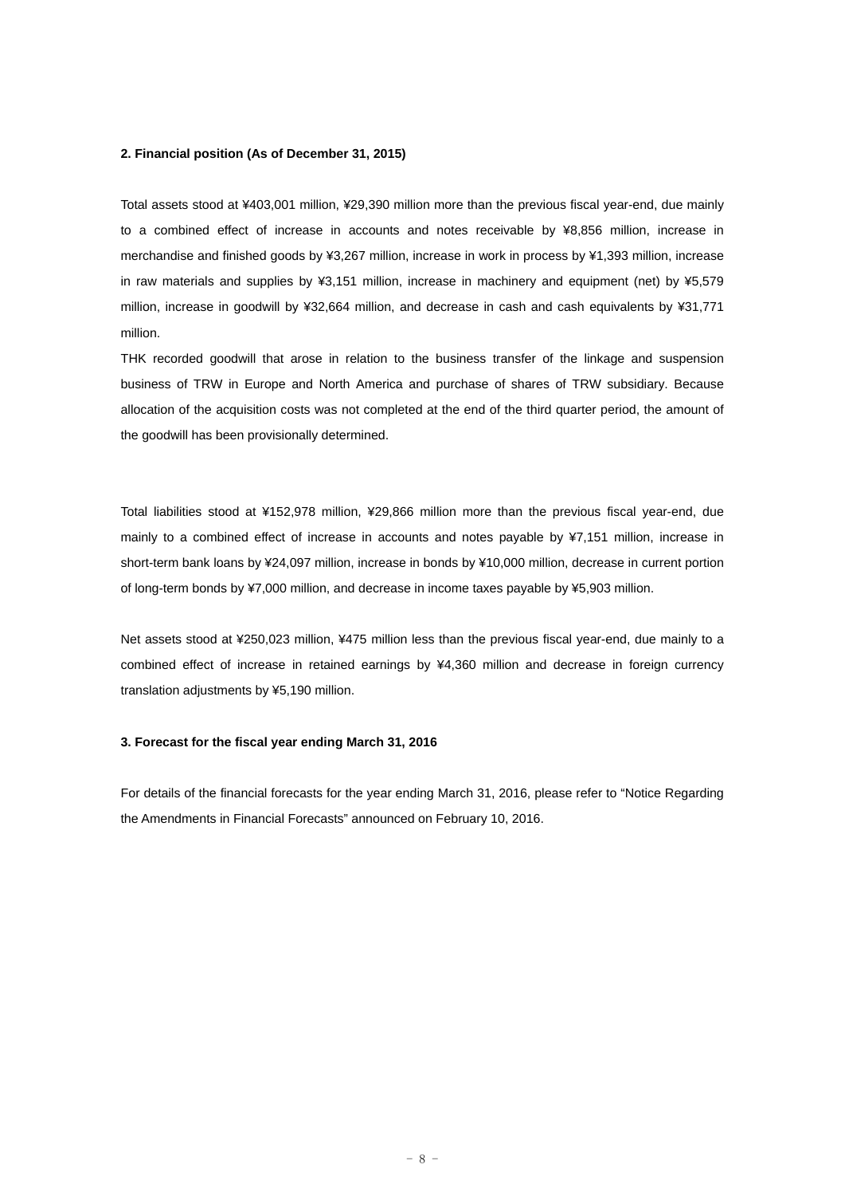**2. Financial position (As of December 31, 2015)**

Total assets stood at ¥403,001 million, ¥29,390 million more than the previous fiscal year-end, due mainly to a combined effect of increase in accounts and notes receivable by ¥8,856 million, increase in merchandise and finished goods by ¥3,267 million, increase in work in process by ¥1,393 million, increase in raw materials and supplies by ¥3,151 million, increase in machinery and equipment (net) by ¥5,579 million, increase in goodwill by ¥32,664 million, and decrease in cash and cash equivalents by ¥31,771 million.

THK recorded goodwill that arose in relation to the business transfer of the linkage and suspension business of TRW in Europe and North America and purchase of shares of TRW subsidiary. Because allocation of the acquisition costs was not completed at the end of the third quarter period, the amount of the goodwill has been provisionally determined.

Total liabilities stood at ¥152,978 million, ¥29,866 million more than the previous fiscal year-end, due mainly to a combined effect of increase in accounts and notes payable by ¥7,151 million, increase in short-term bank loans by ¥24,097 million, increase in bonds by ¥10,000 million, decrease in current portion of long-term bonds by ¥7,000 million, and decrease in income taxes payable by ¥5,903 million.

Net assets stood at ¥250,023 million, ¥475 million less than the previous fiscal year-end, due mainly to a combined effect of increase in retained earnings by ¥4,360 million and decrease in foreign currency translation adjustments by ¥5,190 million.

**3. Forecast for the fiscal year ending March 31, 2016**

For details of the financial forecasts for the year ending March 31, 2016, please refer to "Notice Regarding the Amendments in Financial Forecasts" announced on February 10, 2016.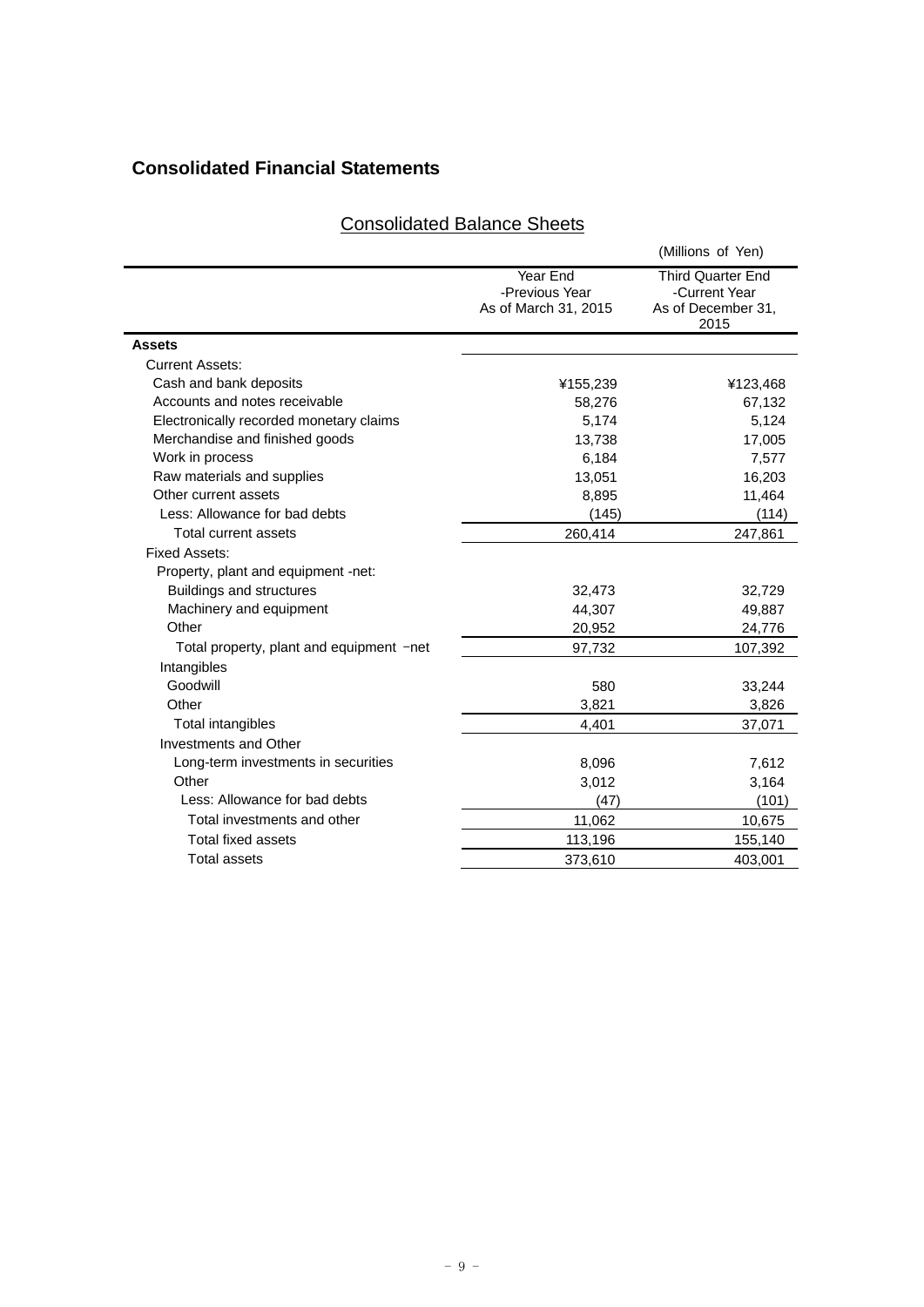# Consolidated Financial Statements

## Consolidated Balance Sheets

(Millions of Yen)

| | Year End -Previous Year As of March 31, 2015 | Third Quarter End -Current Year As of December 31, 2015 |
|---|---|---|
| **Assets** | | |
| Current Assets: | | |
| Cash and bank deposits | ¥155,239 | ¥123,468 |
| Accounts and notes receivable | 58,276 | 67,132 |
| Electronically recorded monetary claims | 5,174 | 5,124 |
| Merchandise and finished goods | 13,738 | 17,005 |
| Work in process | 6,184 | 7,577 |
| Raw materials and supplies | 13,051 | 16,203 |
| Other current assets | 8,895 | 11,464 |
| Less: Allowance for bad debts | (145) | (114) |
| Total current assets | 260,414 | 247,861 |
| Fixed Assets: | | |
| Property, plant and equipment -net: | | |
| Buildings and structures | 32,473 | 32,729 |
| Machinery and equipment | 44,307 | 49,887 |
| Other | 20,952 | 24,776 |
| Total property, plant and equipment −net | 97,732 | 107,392 |
| Intangibles | | |
| Goodwill | 580 | 33,244 |
| Other | 3,821 | 3,826 |
| Total intangibles | 4,401 | 37,071 |
| Investments and Other | | |
| Long-term investments in securities | 8,096 | 7,612 |
| Other | 3,012 | 3,164 |
| Less: Allowance for bad debts | (47) | (101) |
| Total investments and other | 11,062 | 10,675 |
| Total fixed assets | 113,196 | 155,140 |
| Total assets | 373,610 | 403,001 |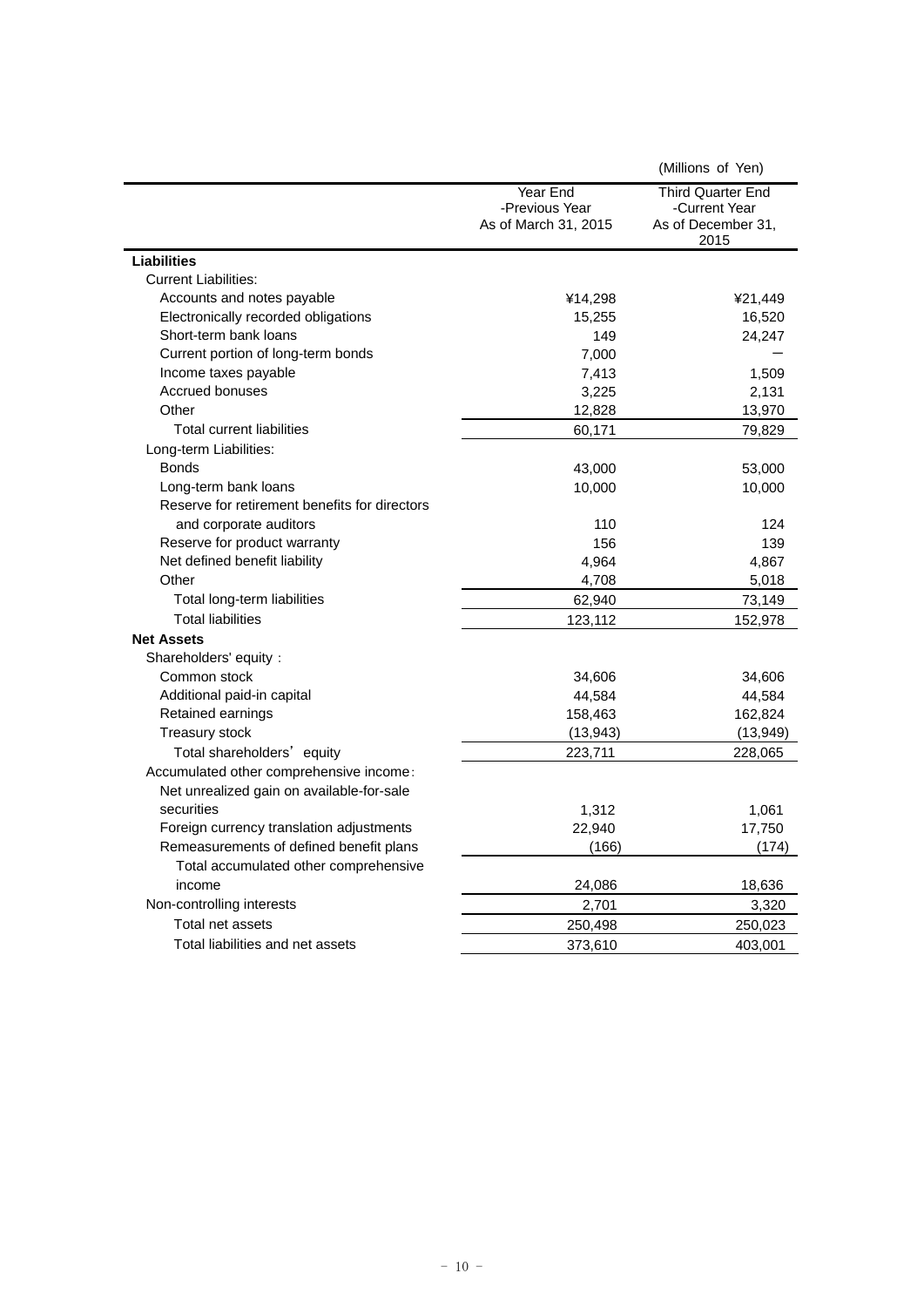(Millions of Yen)

| | Year End -Previous Year As of March 31, 2015 | Third Quarter End -Current Year As of December 31, 2015 |
|---|---|---|
| **Liabilities** | | |
| Current Liabilities: | | |
| Accounts and notes payable | ¥14,298 | ¥21,449 |
| Electronically recorded obligations | 15,255 | 16,520 |
| Short-term bank loans | 149 | 24,247 |
| Current portion of long-term bonds | 7,000 | － |
| Income taxes payable | 7,413 | 1,509 |
| Accrued bonuses | 3,225 | 2,131 |
| Other | 12,828 | 13,970 |
| Total current liabilities | 60,171 | 79,829 |
| Long-term Liabilities: | | |
| Bonds | 43,000 | 53,000 |
| Long-term bank loans | 10,000 | 10,000 |
| Reserve for retirement benefits for directors and corporate auditors | 110 | 124 |
| Reserve for product warranty | 156 | 139 |
| Net defined benefit liability | 4,964 | 4,867 |
| Other | 4,708 | 5,018 |
| Total long-term liabilities | 62,940 | 73,149 |
| Total liabilities | 123,112 | 152,978 |
| **Net Assets** | | |
| Shareholders' equity： | | |
| Common stock | 34,606 | 34,606 |
| Additional paid-in capital | 44,584 | 44,584 |
| Retained earnings | 158,463 | 162,824 |
| Treasury stock | (13,943) | (13,949) |
| Total shareholders' equity | 223,711 | 228,065 |
| Accumulated other comprehensive income： | | |
| Net unrealized gain on available-for-sale securities | 1,312 | 1,061 |
| Foreign currency translation adjustments | 22,940 | 17,750 |
| Remeasurements of defined benefit plans | (166) | (174) |
| Total accumulated other comprehensive income | 24,086 | 18,636 |
| Non-controlling interests | 2,701 | 3,320 |
| Total net assets | 250,498 | 250,023 |
| Total liabilities and net assets | 373,610 | 403,001 |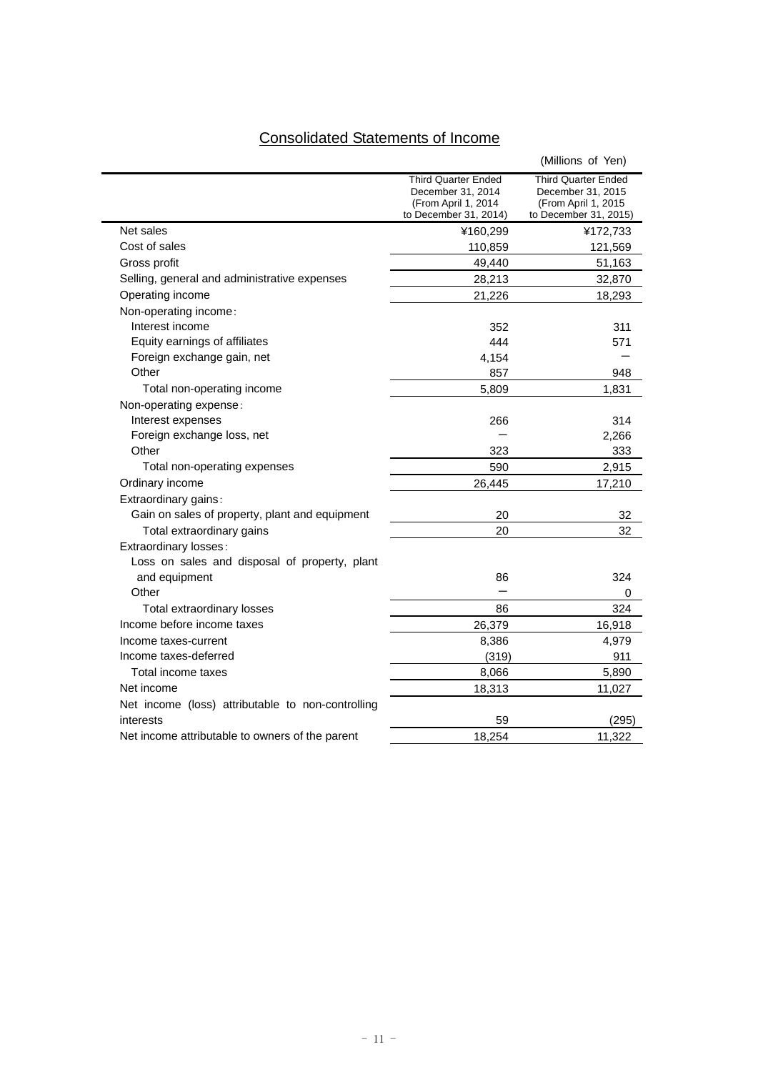# Consolidated Statements of Income

(Millions of Yen)

| | Third Quarter Ended December 31, 2014 (From April 1, 2014 to December 31, 2014) | Third Quarter Ended December 31, 2015 (From April 1, 2015 to December 31, 2015) |
|---|---|---|
| Net sales | ¥160,299 | ¥172,733 |
| Cost of sales | 110,859 | 121,569 |
| Gross profit | 49,440 | 51,163 |
| Selling, general and administrative expenses | 28,213 | 32,870 |
| Operating income | 21,226 | 18,293 |
| Non-operating income: | | |
| Interest income | 352 | 311 |
| Equity earnings of affiliates | 444 | 571 |
| Foreign exchange gain, net | 4,154 | ― |
| Other | 857 | 948 |
| Total non-operating income | 5,809 | 1,831 |
| Non-operating expense: | | |
| Interest expenses | 266 | 314 |
| Foreign exchange loss, net | ― | 2,266 |
| Other | 323 | 333 |
| Total non-operating expenses | 590 | 2,915 |
| Ordinary income | 26,445 | 17,210 |
| Extraordinary gains: | | |
| Gain on sales of property, plant and equipment | 20 | 32 |
| Total extraordinary gains | 20 | 32 |
| Extraordinary losses: | | |
| Loss on sales and disposal of property, plant and equipment | 86 | 324 |
| Other | ― | 0 |
| Total extraordinary losses | 86 | 324 |
| Income before income taxes | 26,379 | 16,918 |
| Income taxes-current | 8,386 | 4,979 |
| Income taxes-deferred | (319) | 911 |
| Total income taxes | 8,066 | 5,890 |
| Net income | 18,313 | 11,027 |
| Net income (loss) attributable to non-controlling interests | 59 | (295) |
| Net income attributable to owners of the parent | 18,254 | 11,322 |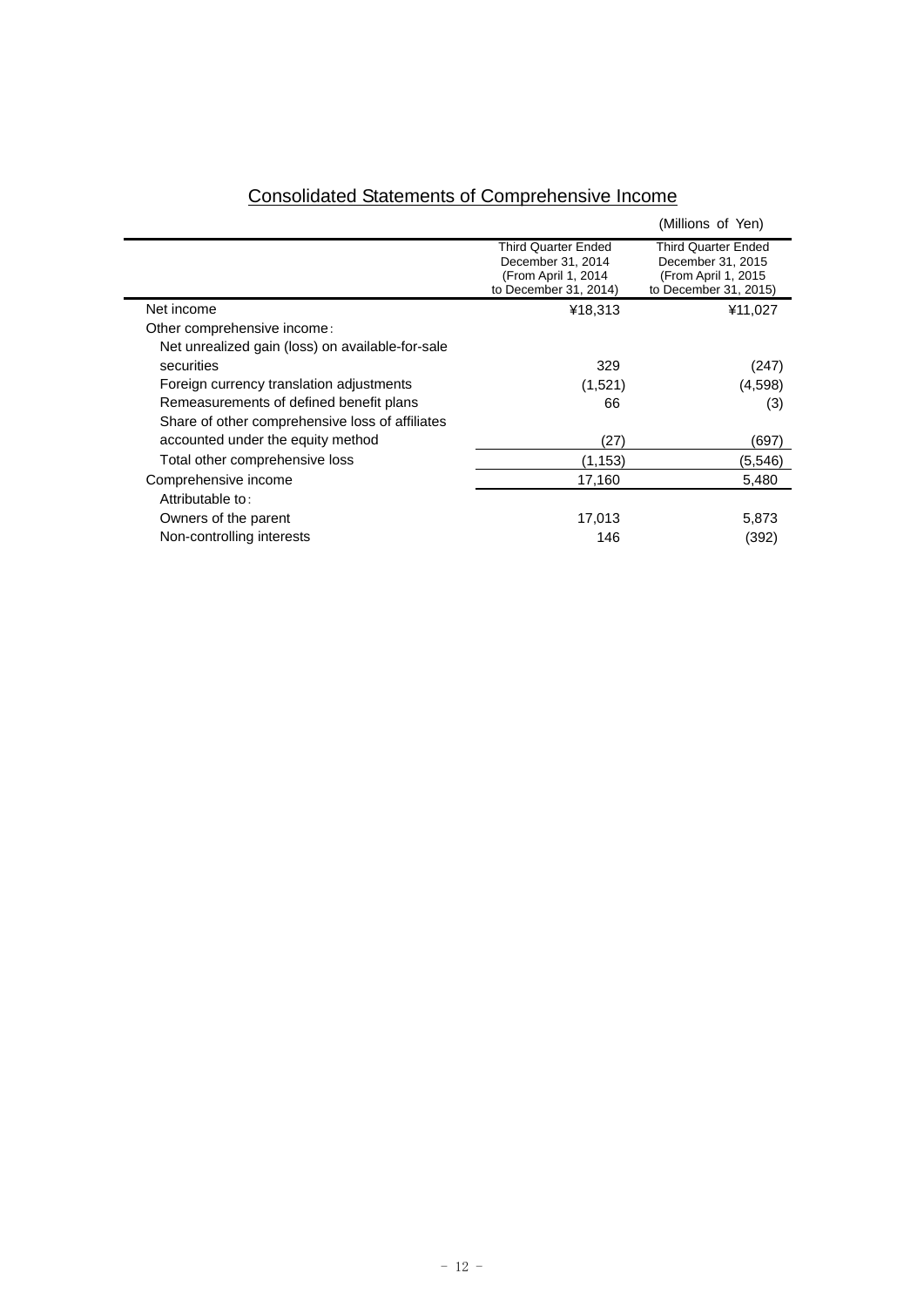## Consolidated Statements of Comprehensive Income

(Millions of Yen)

| | Third Quarter Ended December 31, 2014 (From April 1, 2014 to December 31, 2014) | Third Quarter Ended December 31, 2015 (From April 1, 2015 to December 31, 2015) |
|---|---|---|
| Net income | ¥18,313 | ¥11,027 |
| Other comprehensive income: | | |
| Net unrealized gain (loss) on available-for-sale securities | 329 | (247) |
| Foreign currency translation adjustments | (1,521) | (4,598) |
| Remeasurements of defined benefit plans | 66 | (3) |
| Share of other comprehensive loss of affiliates accounted under the equity method | (27) | (697) |
| Total other comprehensive loss | (1,153) | (5,546) |
| Comprehensive income | 17,160 | 5,480 |
| Attributable to: | | |
| Owners of the parent | 17,013 | 5,873 |
| Non-controlling interests | 146 | (392) |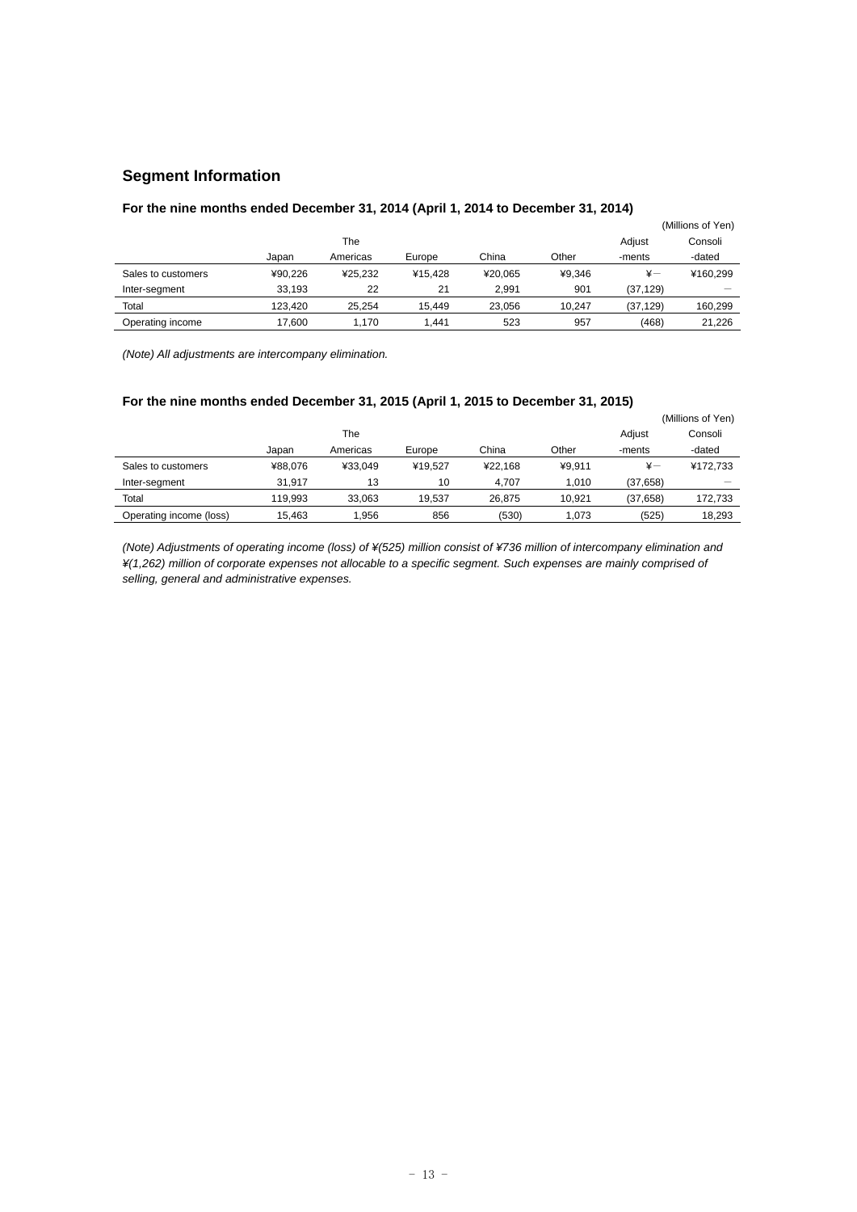## Segment Information

### For the nine months ended December 31, 2014 (April 1, 2014 to December 31, 2014)

(Millions of Yen)

| | Japan | The Americas | Europe | China | Other | Adjust -ments | Consoli -dated |
|---|---|---|---|---|---|---|---|
| Sales to customers | ¥90,226 | ¥25,232 | ¥15,428 | ¥20,065 | ¥9,346 | ¥— | ¥160,299 |
| Inter-segment | 33,193 | 22 | 21 | 2,991 | 901 | (37,129) | — |
| Total | 123,420 | 25,254 | 15,449 | 23,056 | 10,247 | (37,129) | 160,299 |
| Operating income | 17,600 | 1,170 | 1,441 | 523 | 957 | (468) | 21,226 |

*(Note) All adjustments are intercompany elimination.*

### For the nine months ended December 31, 2015 (April 1, 2015 to December 31, 2015)

(Millions of Yen)

| | Japan | The Americas | Europe | China | Other | Adjust -ments | Consoli -dated |
|---|---|---|---|---|---|---|---|
| Sales to customers | ¥88,076 | ¥33,049 | ¥19,527 | ¥22,168 | ¥9,911 | ¥— | ¥172,733 |
| Inter-segment | 31,917 | 13 | 10 | 4,707 | 1,010 | (37,658) | — |
| Total | 119,993 | 33,063 | 19,537 | 26,875 | 10,921 | (37,658) | 172,733 |
| Operating income (loss) | 15,463 | 1,956 | 856 | (530) | 1,073 | (525) | 18,293 |

*(Note) Adjustments of operating income (loss) of ¥(525) million consist of ¥736 million of intercompany elimination and ¥(1,262) million of corporate expenses not allocable to a specific segment. Such expenses are mainly comprised of selling, general and administrative expenses.*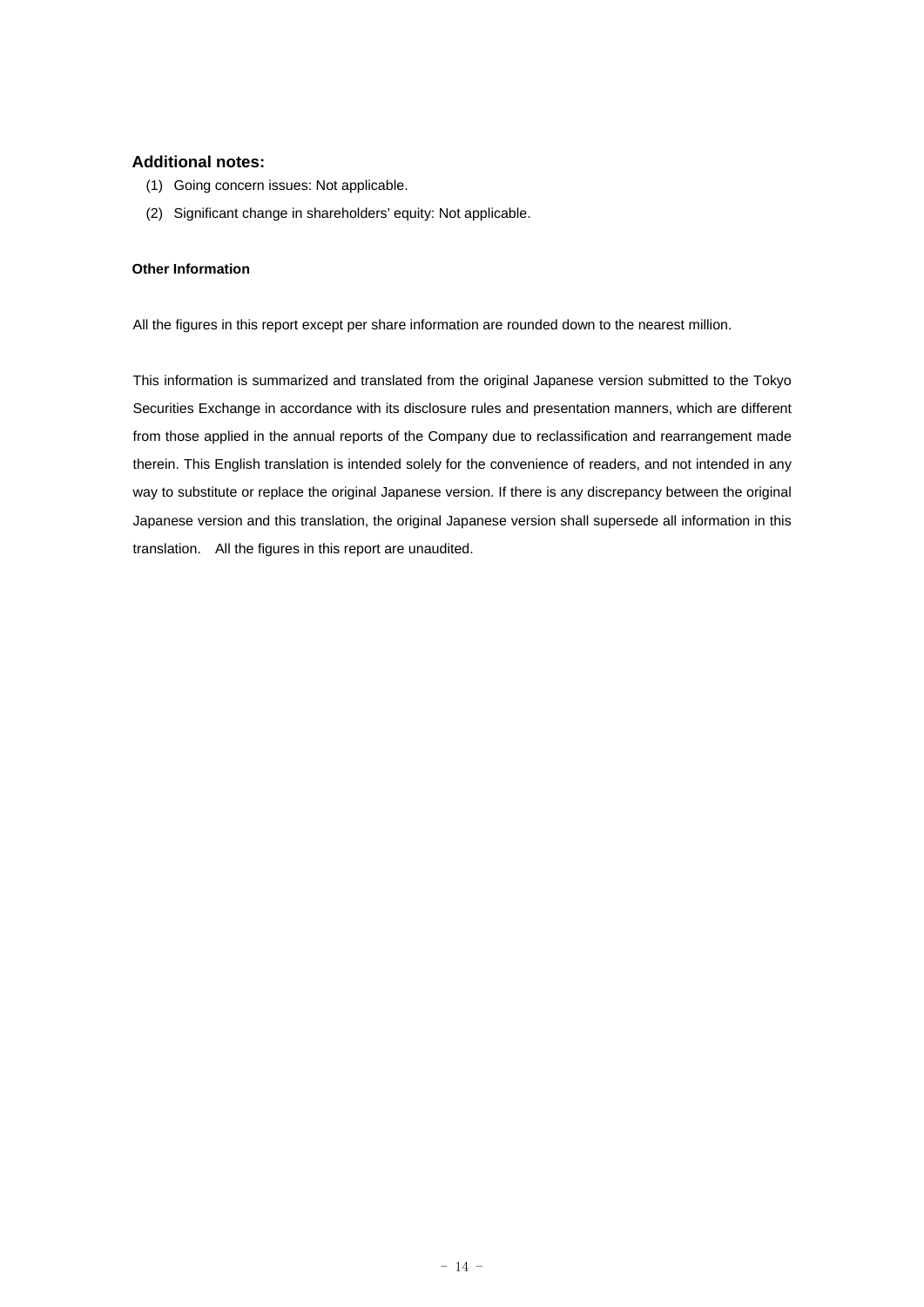### Additional notes:

(1) Going concern issues: Not applicable.

(2) Significant change in shareholders' equity: Not applicable.

#### Other Information

All the figures in this report except per share information are rounded down to the nearest million.

This information is summarized and translated from the original Japanese version submitted to the Tokyo Securities Exchange in accordance with its disclosure rules and presentation manners, which are different from those applied in the annual reports of the Company due to reclassification and rearrangement made therein. This English translation is intended solely for the convenience of readers, and not intended in any way to substitute or replace the original Japanese version. If there is any discrepancy between the original Japanese version and this translation, the original Japanese version shall supersede all information in this translation. All the figures in this report are unaudited.